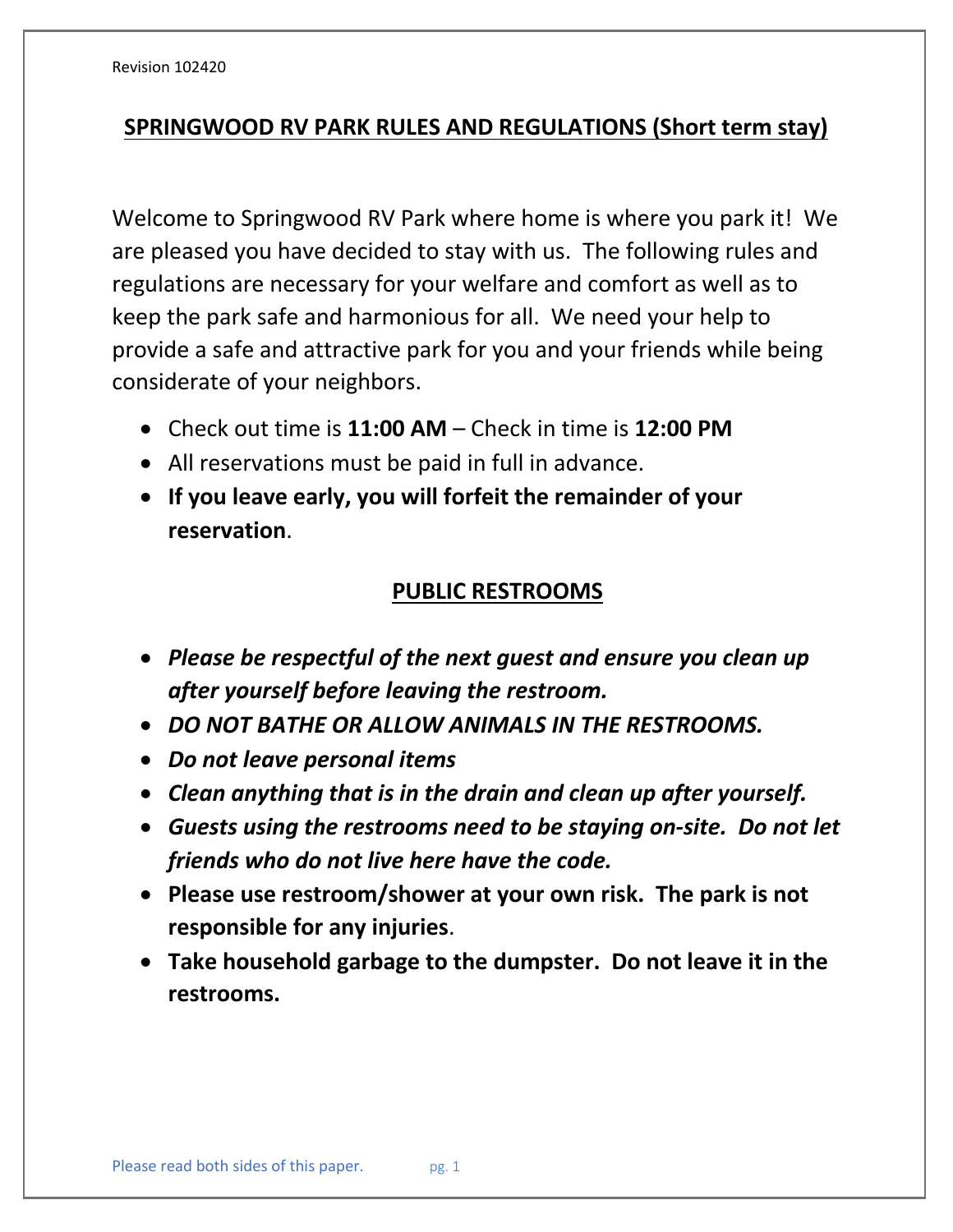Revision 102420

# SPRINGWOOD RV PARK RULES AND REGULATIONS (Short term stay)

Welcome to Springwood RV Park where home is where you park it! We are pleased you have decided to stay with us. The following rules and regulations are necessary for your welfare and comfort as well as to keep the park safe and harmonious for all. We need your help to provide a safe and attractive park for you and your friends while being considerate of your neighbors.

- Check out time is **11:00 AM** – Check in time is **12:00 PM**
- All reservations must be paid in full in advance.
- **If you leave early, you will forfeit the remainder of your reservation**.

## PUBLIC RESTROOMS

- ***Please be respectful of the next guest and ensure you clean up after yourself before leaving the restroom.***
- ***DO NOT BATHE OR ALLOW ANIMALS IN THE RESTROOMS.***
- ***Do not leave personal items***
- ***Clean anything that is in the drain and clean up after yourself.***
- ***Guests using the restrooms need to be staying on-site. Do not let friends who do not live here have the code.***
- **Please use restroom/shower at your own risk. The park is not responsible for any injuries**.
- **Take household garbage to the dumpster. Do not leave it in the restrooms.**

Please read both sides of this paper.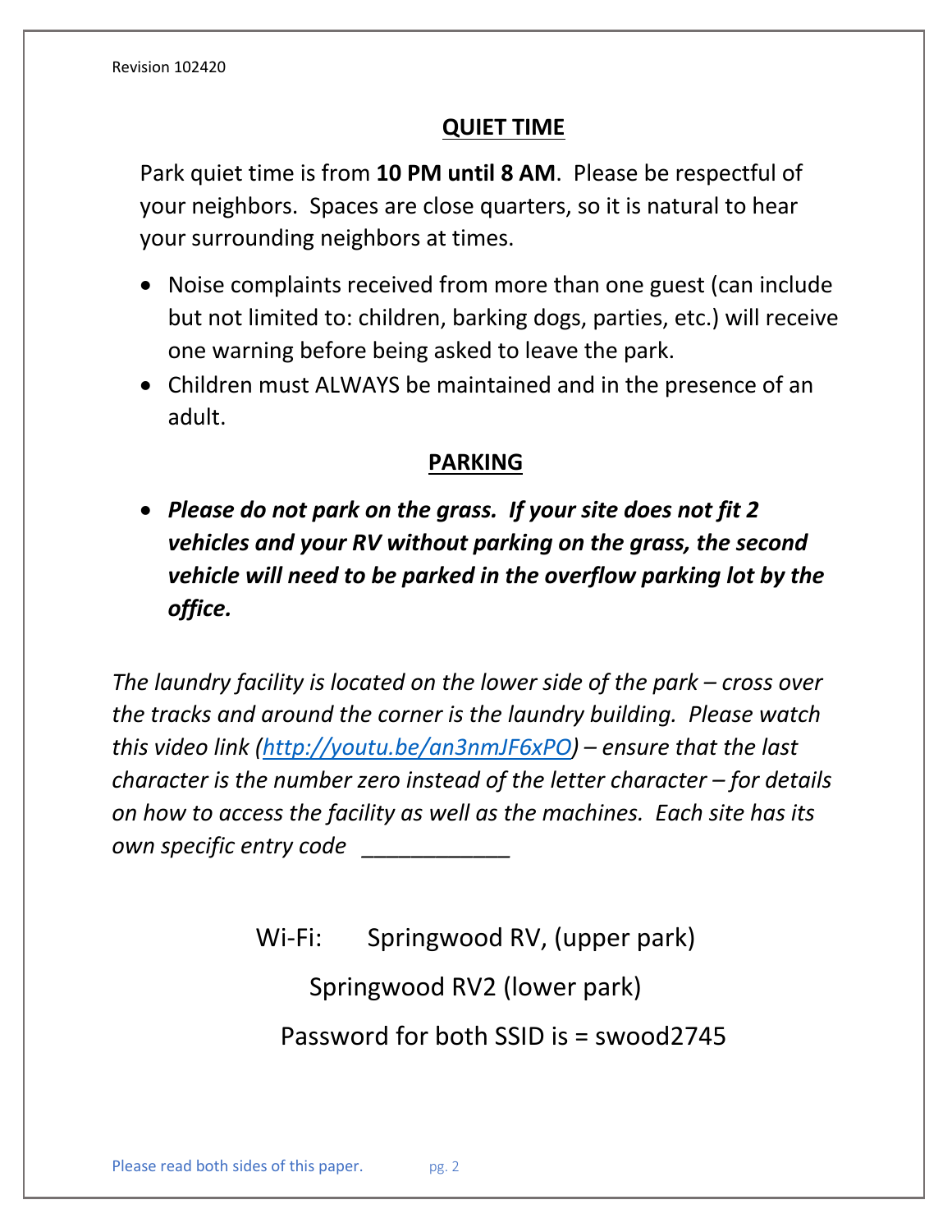Revision 102420

## QUIET TIME

Park quiet time is from **10 PM until 8 AM**. Please be respectful of your neighbors. Spaces are close quarters, so it is natural to hear your surrounding neighbors at times.

- Noise complaints received from more than one guest (can include but not limited to: children, barking dogs, parties, etc.) will receive one warning before being asked to leave the park.
- Children must ALWAYS be maintained and in the presence of an adult.

## PARKING

- ***Please do not park on the grass. If your site does not fit 2 vehicles and your RV without parking on the grass, the second vehicle will need to be parked in the overflow parking lot by the office.***

*The laundry facility is located on the lower side of the park – cross over the tracks and around the corner is the laundry building. Please watch this video link (http://youtu.be/an3nmJF6xPO) – ensure that the last character is the number zero instead of the letter character – for details on how to access the facility as well as the machines. Each site has its own specific entry code ____________*

Wi-Fi: Springwood RV, (upper park)

Springwood RV2 (lower park)

Password for both SSID is = swood2745

Please read both sides of this paper.